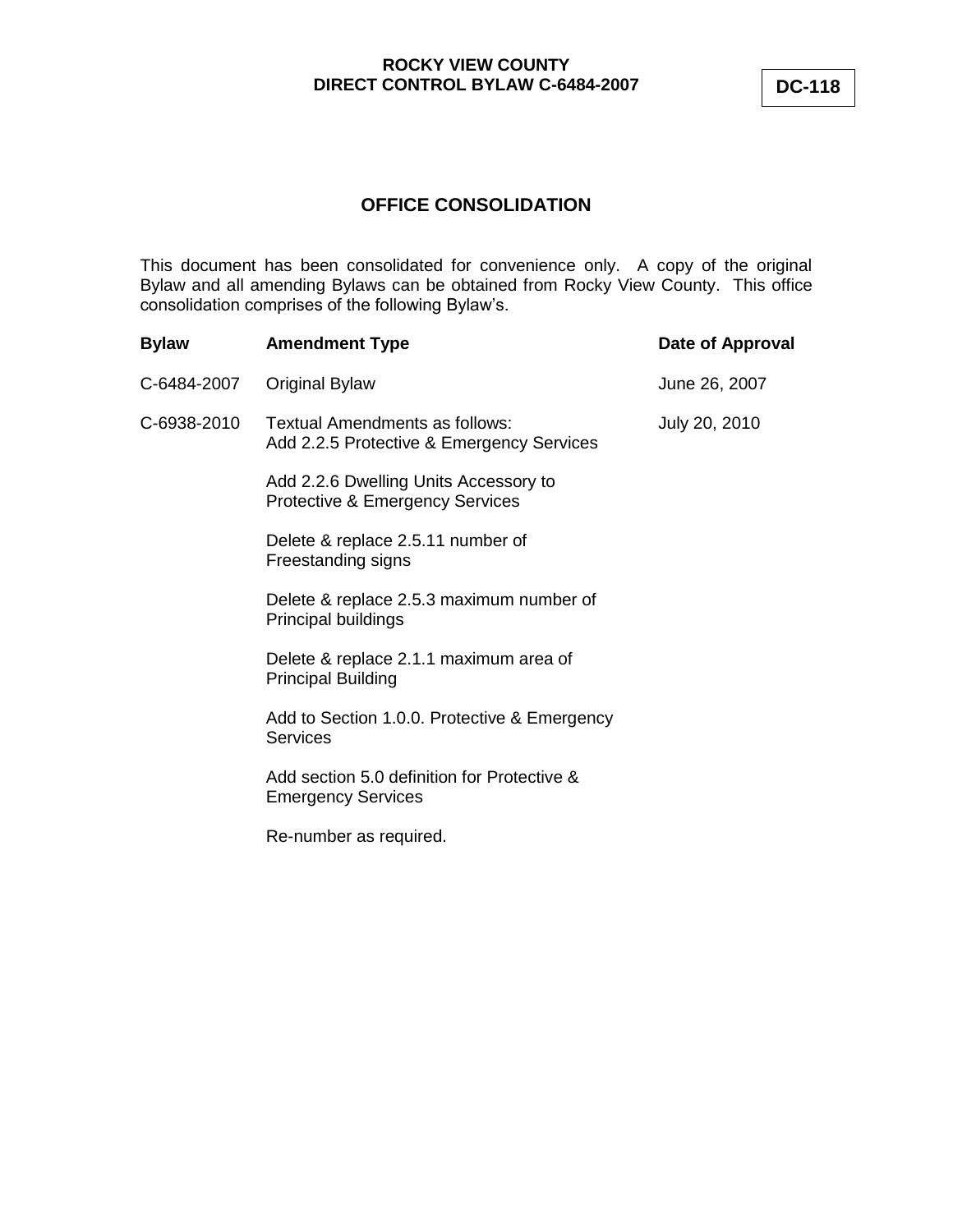**ROCKY VIEW COUNTY**
**DIRECT CONTROL BYLAW C-6484-2007**

**DC-118**

## OFFICE CONSOLIDATION

This document has been consolidated for convenience only. A copy of the original Bylaw and all amending Bylaws can be obtained from Rocky View County. This office consolidation comprises of the following Bylaw's.

| Bylaw | Amendment Type | Date of Approval |
|---|---|---|
| C-6484-2007 | Original Bylaw | June 26, 2007 |
| C-6938-2010 | Textual Amendments as follows:<br>Add 2.2.5 Protective & Emergency Services<br><br>Add 2.2.6 Dwelling Units Accessory to Protective & Emergency Services<br><br>Delete & replace 2.5.11 number of Freestanding signs<br><br>Delete & replace 2.5.3 maximum number of Principal buildings<br><br>Delete & replace 2.1.1 maximum area of Principal Building<br><br>Add to Section 1.0.0. Protective & Emergency Services<br><br>Add section 5.0 definition for Protective & Emergency Services<br><br>Re-number as required. | July 20, 2010 |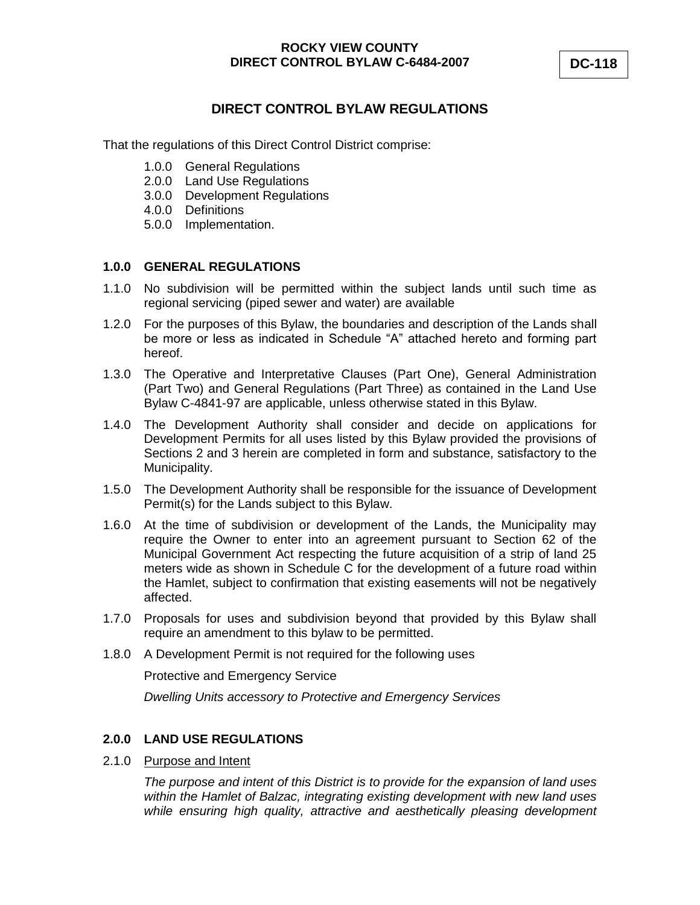**ROCKY VIEW COUNTY**
**DIRECT CONTROL BYLAW C-6484-2007**

**DC-118**

## DIRECT CONTROL BYLAW REGULATIONS

That the regulations of this Direct Control District comprise:

- 1.0.0 General Regulations
- 2.0.0 Land Use Regulations
- 3.0.0 Development Regulations
- 4.0.0 Definitions
- 5.0.0 Implementation.

### 1.0.0 GENERAL REGULATIONS

1.1.0 No subdivision will be permitted within the subject lands until such time as regional servicing (piped sewer and water) are available

1.2.0 For the purposes of this Bylaw, the boundaries and description of the Lands shall be more or less as indicated in Schedule "A" attached hereto and forming part hereof.

1.3.0 The Operative and Interpretative Clauses (Part One), General Administration (Part Two) and General Regulations (Part Three) as contained in the Land Use Bylaw C-4841-97 are applicable, unless otherwise stated in this Bylaw.

1.4.0 The Development Authority shall consider and decide on applications for Development Permits for all uses listed by this Bylaw provided the provisions of Sections 2 and 3 herein are completed in form and substance, satisfactory to the Municipality.

1.5.0 The Development Authority shall be responsible for the issuance of Development Permit(s) for the Lands subject to this Bylaw.

1.6.0 At the time of subdivision or development of the Lands, the Municipality may require the Owner to enter into an agreement pursuant to Section 62 of the Municipal Government Act respecting the future acquisition of a strip of land 25 meters wide as shown in Schedule C for the development of a future road within the Hamlet, subject to confirmation that existing easements will not be negatively affected.

1.7.0 Proposals for uses and subdivision beyond that provided by this Bylaw shall require an amendment to this bylaw to be permitted.

1.8.0 A Development Permit is not required for the following uses

Protective and Emergency Service

*Dwelling Units accessory to Protective and Emergency Services*

### 2.0.0 LAND USE REGULATIONS

2.1.0 Purpose and Intent

*The purpose and intent of this District is to provide for the expansion of land uses within the Hamlet of Balzac, integrating existing development with new land uses while ensuring high quality, attractive and aesthetically pleasing development*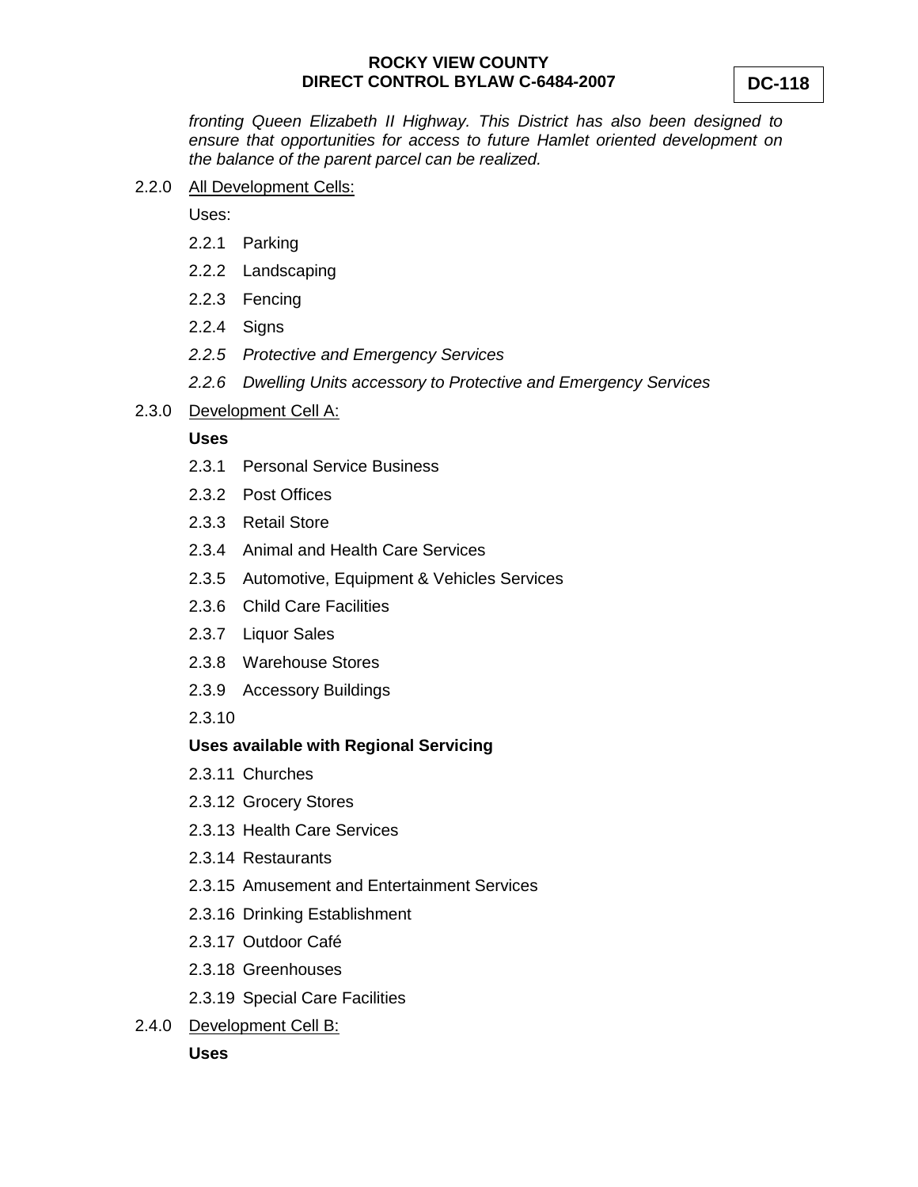*fronting Queen Elizabeth II Highway. This District has also been designed to ensure that opportunities for access to future Hamlet oriented development on the balance of the parent parcel can be realized.*

2.2.0 <u>All Development Cells:</u>

Uses:

2.2.1 Parking

2.2.2 Landscaping

2.2.3 Fencing

2.2.4 Signs

*2.2.5 Protective and Emergency Services*

*2.2.6 Dwelling Units accessory to Protective and Emergency Services*

2.3.0 <u>Development Cell A:</u>

**Uses**

2.3.1 Personal Service Business

2.3.2 Post Offices

2.3.3 Retail Store

2.3.4 Animal and Health Care Services

2.3.5 Automotive, Equipment & Vehicles Services

2.3.6 Child Care Facilities

2.3.7 Liquor Sales

2.3.8 Warehouse Stores

2.3.9 Accessory Buildings

2.3.10

**Uses available with Regional Servicing**

2.3.11 Churches

2.3.12 Grocery Stores

2.3.13 Health Care Services

2.3.14 Restaurants

2.3.15 Amusement and Entertainment Services

2.3.16 Drinking Establishment

2.3.17 Outdoor Café

2.3.18 Greenhouses

2.3.19 Special Care Facilities

2.4.0 <u>Development Cell B:</u>

**Uses**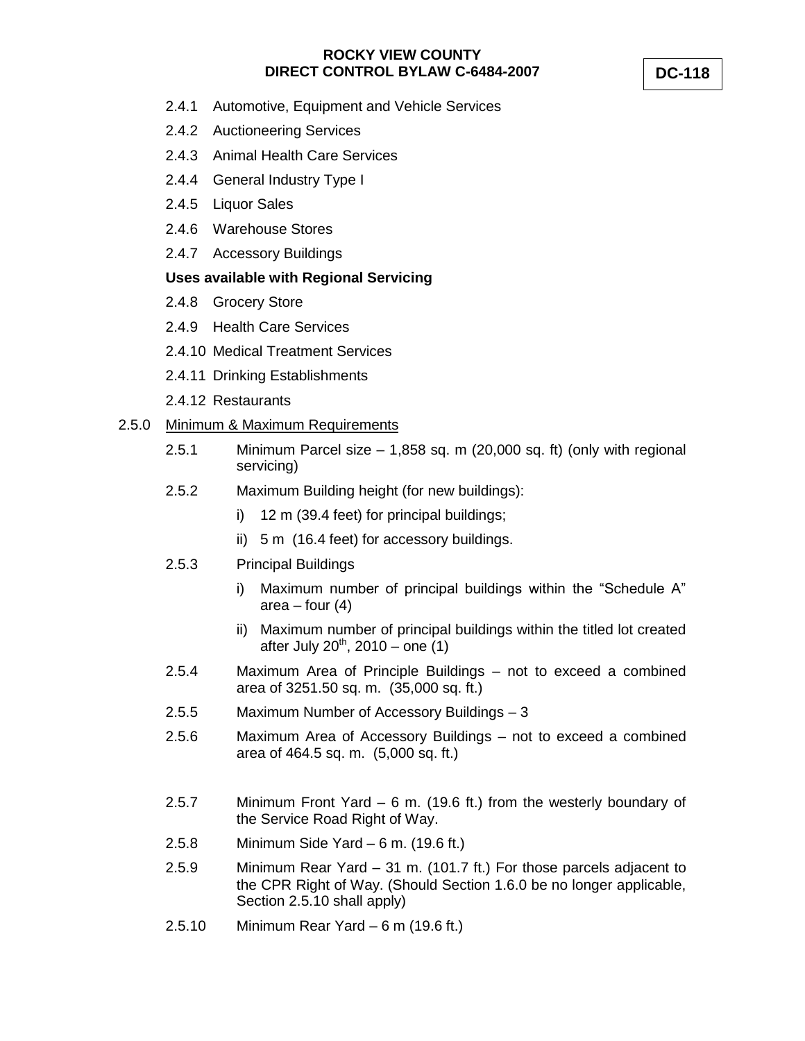- 2.4.1 Automotive, Equipment and Vehicle Services
- 2.4.2 Auctioneering Services
- 2.4.3 Animal Health Care Services
- 2.4.4 General Industry Type I
- 2.4.5 Liquor Sales
- 2.4.6 Warehouse Stores
- 2.4.7 Accessory Buildings

**Uses available with Regional Servicing**

- 2.4.8 Grocery Store
- 2.4.9 Health Care Services
- 2.4.10 Medical Treatment Services
- 2.4.11 Drinking Establishments
- 2.4.12 Restaurants

2.5.0 Minimum & Maximum Requirements

2.5.1 Minimum Parcel size – 1,858 sq. m (20,000 sq. ft) (only with regional servicing)

2.5.2 Maximum Building height (for new buildings):

i) 12 m (39.4 feet) for principal buildings;

ii) 5 m (16.4 feet) for accessory buildings.

2.5.3 Principal Buildings

i) Maximum number of principal buildings within the "Schedule A" area – four (4)

ii) Maximum number of principal buildings within the titled lot created after July 20th, 2010 – one (1)

2.5.4 Maximum Area of Principle Buildings – not to exceed a combined area of 3251.50 sq. m. (35,000 sq. ft.)

2.5.5 Maximum Number of Accessory Buildings – 3

2.5.6 Maximum Area of Accessory Buildings – not to exceed a combined area of 464.5 sq. m. (5,000 sq. ft.)

2.5.7 Minimum Front Yard – 6 m. (19.6 ft.) from the westerly boundary of the Service Road Right of Way.

2.5.8 Minimum Side Yard – 6 m. (19.6 ft.)

2.5.9 Minimum Rear Yard – 31 m. (101.7 ft.) For those parcels adjacent to the CPR Right of Way. (Should Section 1.6.0 be no longer applicable, Section 2.5.10 shall apply)

2.5.10 Minimum Rear Yard – 6 m (19.6 ft.)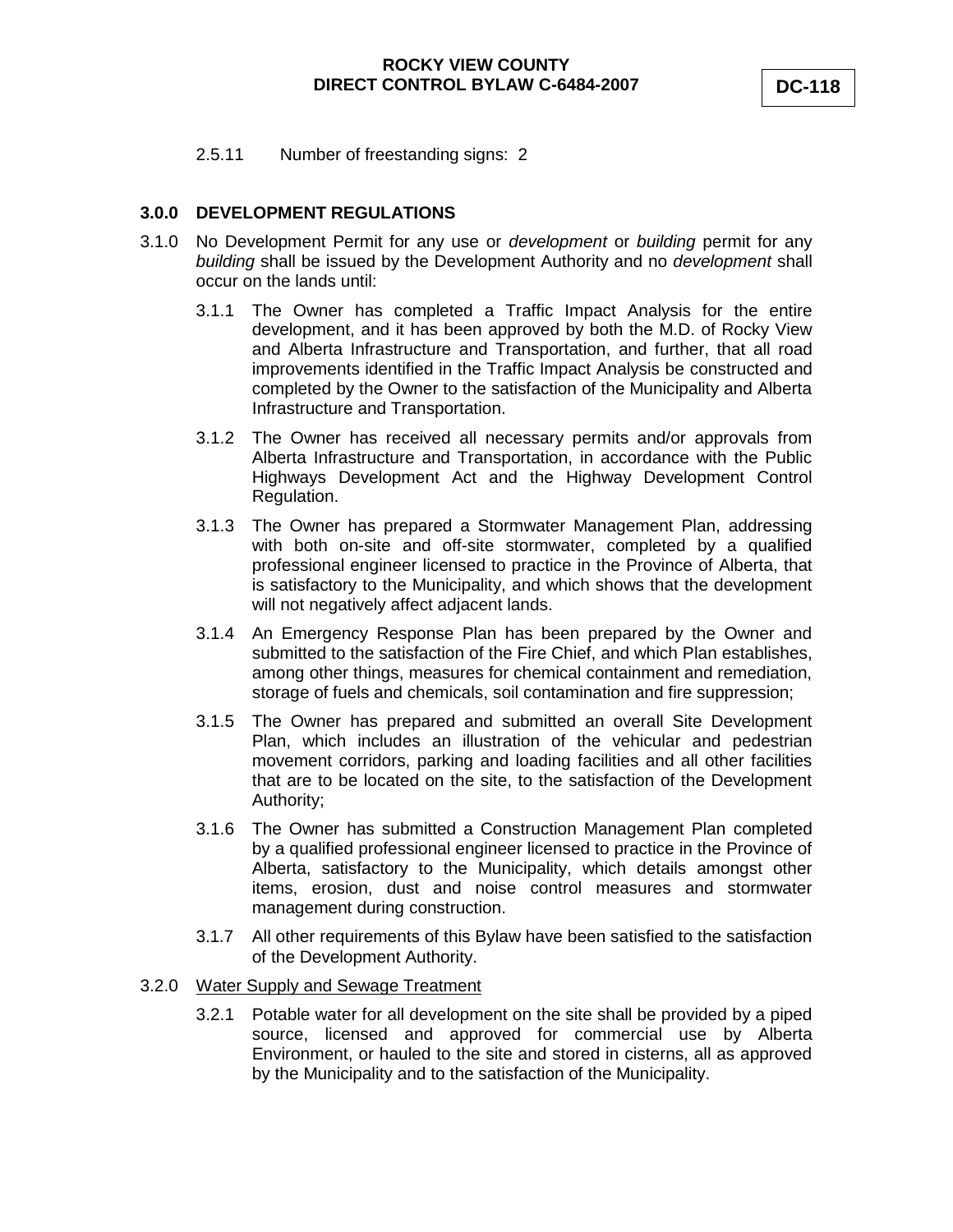2.5.11 Number of freestanding signs: 2

### 3.0.0 DEVELOPMENT REGULATIONS

3.1.0 No Development Permit for any use or *development* or *building* permit for any *building* shall be issued by the Development Authority and no *development* shall occur on the lands until:

3.1.1 The Owner has completed a Traffic Impact Analysis for the entire development, and it has been approved by both the M.D. of Rocky View and Alberta Infrastructure and Transportation, and further, that all road improvements identified in the Traffic Impact Analysis be constructed and completed by the Owner to the satisfaction of the Municipality and Alberta Infrastructure and Transportation.

3.1.2 The Owner has received all necessary permits and/or approvals from Alberta Infrastructure and Transportation, in accordance with the Public Highways Development Act and the Highway Development Control Regulation.

3.1.3 The Owner has prepared a Stormwater Management Plan, addressing with both on-site and off-site stormwater, completed by a qualified professional engineer licensed to practice in the Province of Alberta, that is satisfactory to the Municipality, and which shows that the development will not negatively affect adjacent lands.

3.1.4 An Emergency Response Plan has been prepared by the Owner and submitted to the satisfaction of the Fire Chief, and which Plan establishes, among other things, measures for chemical containment and remediation, storage of fuels and chemicals, soil contamination and fire suppression;

3.1.5 The Owner has prepared and submitted an overall Site Development Plan, which includes an illustration of the vehicular and pedestrian movement corridors, parking and loading facilities and all other facilities that are to be located on the site, to the satisfaction of the Development Authority;

3.1.6 The Owner has submitted a Construction Management Plan completed by a qualified professional engineer licensed to practice in the Province of Alberta, satisfactory to the Municipality, which details amongst other items, erosion, dust and noise control measures and stormwater management during construction.

3.1.7 All other requirements of this Bylaw have been satisfied to the satisfaction of the Development Authority.

3.2.0 <u>Water Supply and Sewage Treatment</u>

3.2.1 Potable water for all development on the site shall be provided by a piped source, licensed and approved for commercial use by Alberta Environment, or hauled to the site and stored in cisterns, all as approved by the Municipality and to the satisfaction of the Municipality.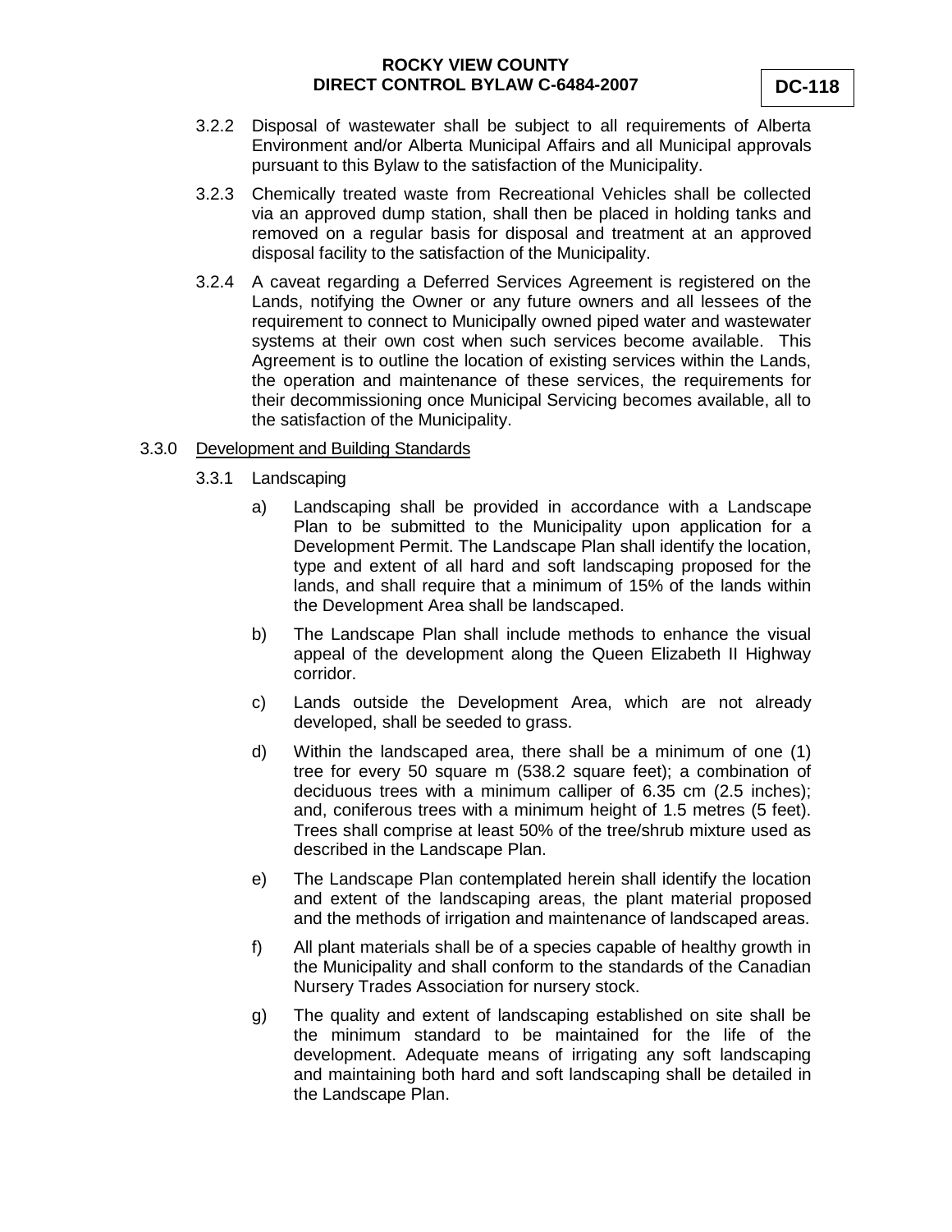3.2.2 Disposal of wastewater shall be subject to all requirements of Alberta Environment and/or Alberta Municipal Affairs and all Municipal approvals pursuant to this Bylaw to the satisfaction of the Municipality.

3.2.3 Chemically treated waste from Recreational Vehicles shall be collected via an approved dump station, shall then be placed in holding tanks and removed on a regular basis for disposal and treatment at an approved disposal facility to the satisfaction of the Municipality.

3.2.4 A caveat regarding a Deferred Services Agreement is registered on the Lands, notifying the Owner or any future owners and all lessees of the requirement to connect to Municipally owned piped water and wastewater systems at their own cost when such services become available. This Agreement is to outline the location of existing services within the Lands, the operation and maintenance of these services, the requirements for their decommissioning once Municipal Servicing becomes available, all to the satisfaction of the Municipality.

3.3.0 Development and Building Standards

3.3.1 Landscaping

a) Landscaping shall be provided in accordance with a Landscape Plan to be submitted to the Municipality upon application for a Development Permit. The Landscape Plan shall identify the location, type and extent of all hard and soft landscaping proposed for the lands, and shall require that a minimum of 15% of the lands within the Development Area shall be landscaped.

b) The Landscape Plan shall include methods to enhance the visual appeal of the development along the Queen Elizabeth II Highway corridor.

c) Lands outside the Development Area, which are not already developed, shall be seeded to grass.

d) Within the landscaped area, there shall be a minimum of one (1) tree for every 50 square m (538.2 square feet); a combination of deciduous trees with a minimum calliper of 6.35 cm (2.5 inches); and, coniferous trees with a minimum height of 1.5 metres (5 feet). Trees shall comprise at least 50% of the tree/shrub mixture used as described in the Landscape Plan.

e) The Landscape Plan contemplated herein shall identify the location and extent of the landscaping areas, the plant material proposed and the methods of irrigation and maintenance of landscaped areas.

f) All plant materials shall be of a species capable of healthy growth in the Municipality and shall conform to the standards of the Canadian Nursery Trades Association for nursery stock.

g) The quality and extent of landscaping established on site shall be the minimum standard to be maintained for the life of the development. Adequate means of irrigating any soft landscaping and maintaining both hard and soft landscaping shall be detailed in the Landscape Plan.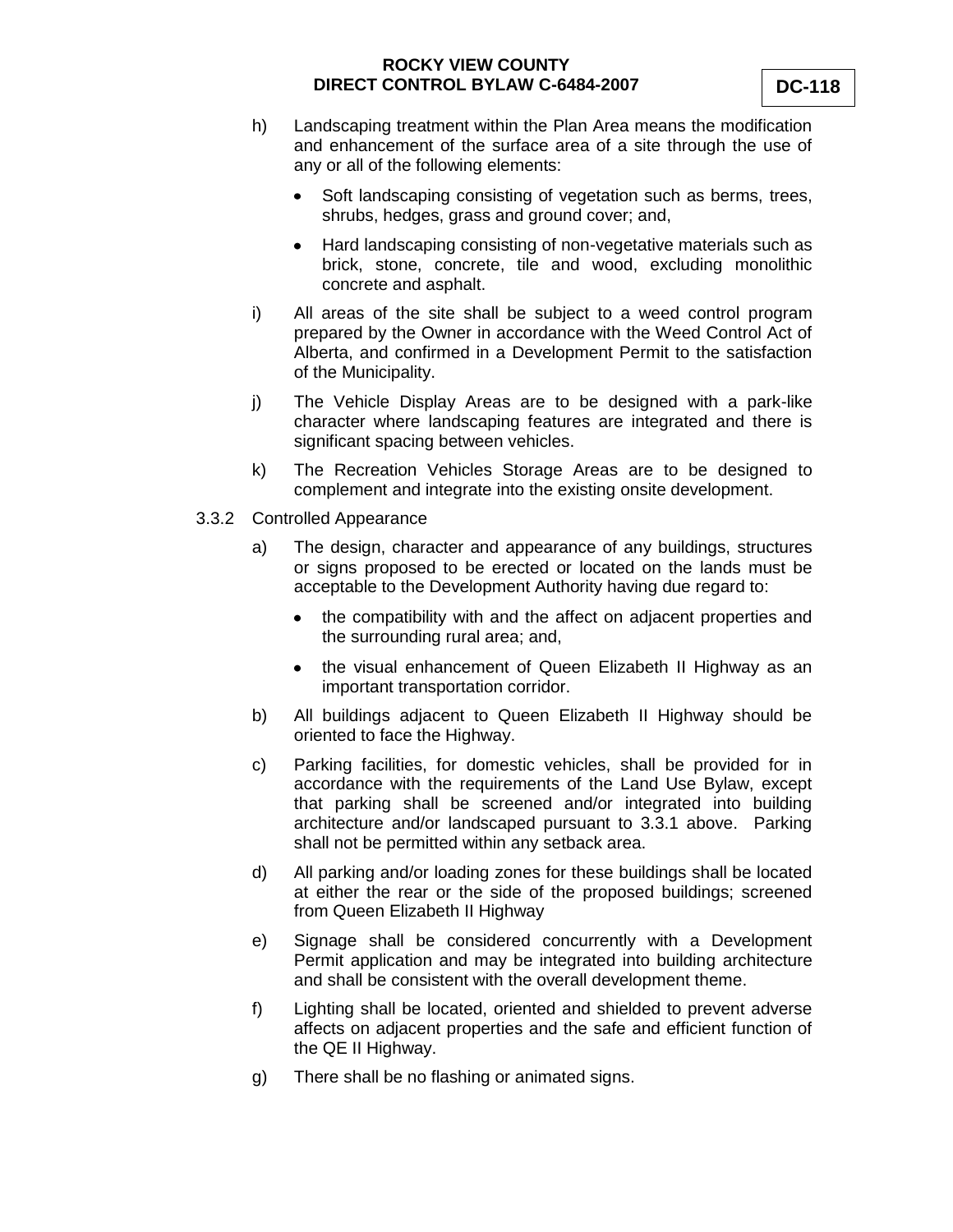h) Landscaping treatment within the Plan Area means the modification and enhancement of the surface area of a site through the use of any or all of the following elements:

   - Soft landscaping consisting of vegetation such as berms, trees, shrubs, hedges, grass and ground cover; and,
   - Hard landscaping consisting of non-vegetative materials such as brick, stone, concrete, tile and wood, excluding monolithic concrete and asphalt.

i) All areas of the site shall be subject to a weed control program prepared by the Owner in accordance with the Weed Control Act of Alberta, and confirmed in a Development Permit to the satisfaction of the Municipality.

j) The Vehicle Display Areas are to be designed with a park-like character where landscaping features are integrated and there is significant spacing between vehicles.

k) The Recreation Vehicles Storage Areas are to be designed to complement and integrate into the existing onsite development.

3.3.2 Controlled Appearance

a) The design, character and appearance of any buildings, structures or signs proposed to be erected or located on the lands must be acceptable to the Development Authority having due regard to:

   - the compatibility with and the affect on adjacent properties and the surrounding rural area; and,
   - the visual enhancement of Queen Elizabeth II Highway as an important transportation corridor.

b) All buildings adjacent to Queen Elizabeth II Highway should be oriented to face the Highway.

c) Parking facilities, for domestic vehicles, shall be provided for in accordance with the requirements of the Land Use Bylaw, except that parking shall be screened and/or integrated into building architecture and/or landscaped pursuant to 3.3.1 above. Parking shall not be permitted within any setback area.

d) All parking and/or loading zones for these buildings shall be located at either the rear or the side of the proposed buildings; screened from Queen Elizabeth II Highway

e) Signage shall be considered concurrently with a Development Permit application and may be integrated into building architecture and shall be consistent with the overall development theme.

f) Lighting shall be located, oriented and shielded to prevent adverse affects on adjacent properties and the safe and efficient function of the QE II Highway.

g) There shall be no flashing or animated signs.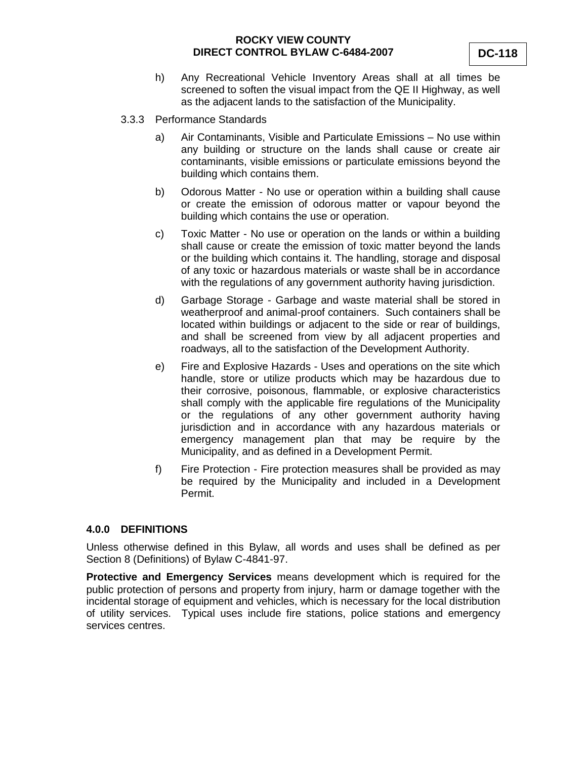h) Any Recreational Vehicle Inventory Areas shall at all times be screened to soften the visual impact from the QE II Highway, as well as the adjacent lands to the satisfaction of the Municipality.

3.3.3 Performance Standards

a) Air Contaminants, Visible and Particulate Emissions – No use within any building or structure on the lands shall cause or create air contaminants, visible emissions or particulate emissions beyond the building which contains them.

b) Odorous Matter - No use or operation within a building shall cause or create the emission of odorous matter or vapour beyond the building which contains the use or operation.

c) Toxic Matter - No use or operation on the lands or within a building shall cause or create the emission of toxic matter beyond the lands or the building which contains it. The handling, storage and disposal of any toxic or hazardous materials or waste shall be in accordance with the regulations of any government authority having jurisdiction.

d) Garbage Storage - Garbage and waste material shall be stored in weatherproof and animal-proof containers. Such containers shall be located within buildings or adjacent to the side or rear of buildings, and shall be screened from view by all adjacent properties and roadways, all to the satisfaction of the Development Authority.

e) Fire and Explosive Hazards - Uses and operations on the site which handle, store or utilize products which may be hazardous due to their corrosive, poisonous, flammable, or explosive characteristics shall comply with the applicable fire regulations of the Municipality or the regulations of any other government authority having jurisdiction and in accordance with any hazardous materials or emergency management plan that may be require by the Municipality, and as defined in a Development Permit.

f) Fire Protection - Fire protection measures shall be provided as may be required by the Municipality and included in a Development Permit.

## 4.0.0 DEFINITIONS

Unless otherwise defined in this Bylaw, all words and uses shall be defined as per Section 8 (Definitions) of Bylaw C-4841-97.

**Protective and Emergency Services** means development which is required for the public protection of persons and property from injury, harm or damage together with the incidental storage of equipment and vehicles, which is necessary for the local distribution of utility services. Typical uses include fire stations, police stations and emergency services centres.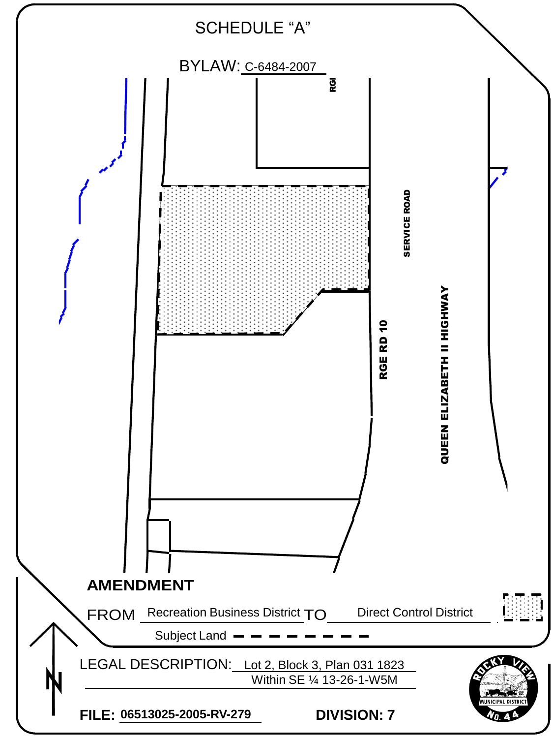# SCHEDULE "A"

BYLAW: C-6484-2007

RGE RD 10

SERVICE ROAD

QUEEN ELIZABETH II HIGHWAY

**AMENDMENT**

FROM Recreation Business District TO Direct Control District

Subject Land

LEGAL DESCRIPTION: Lot 2, Block 3, Plan 031 1823
Within SE ¼ 13-26-1-W5M

**FILE: 06513025-2005-RV-279**

**DIVISION: 7**

ROCKY VIEW MUNICIPAL DISTRICT NO. 44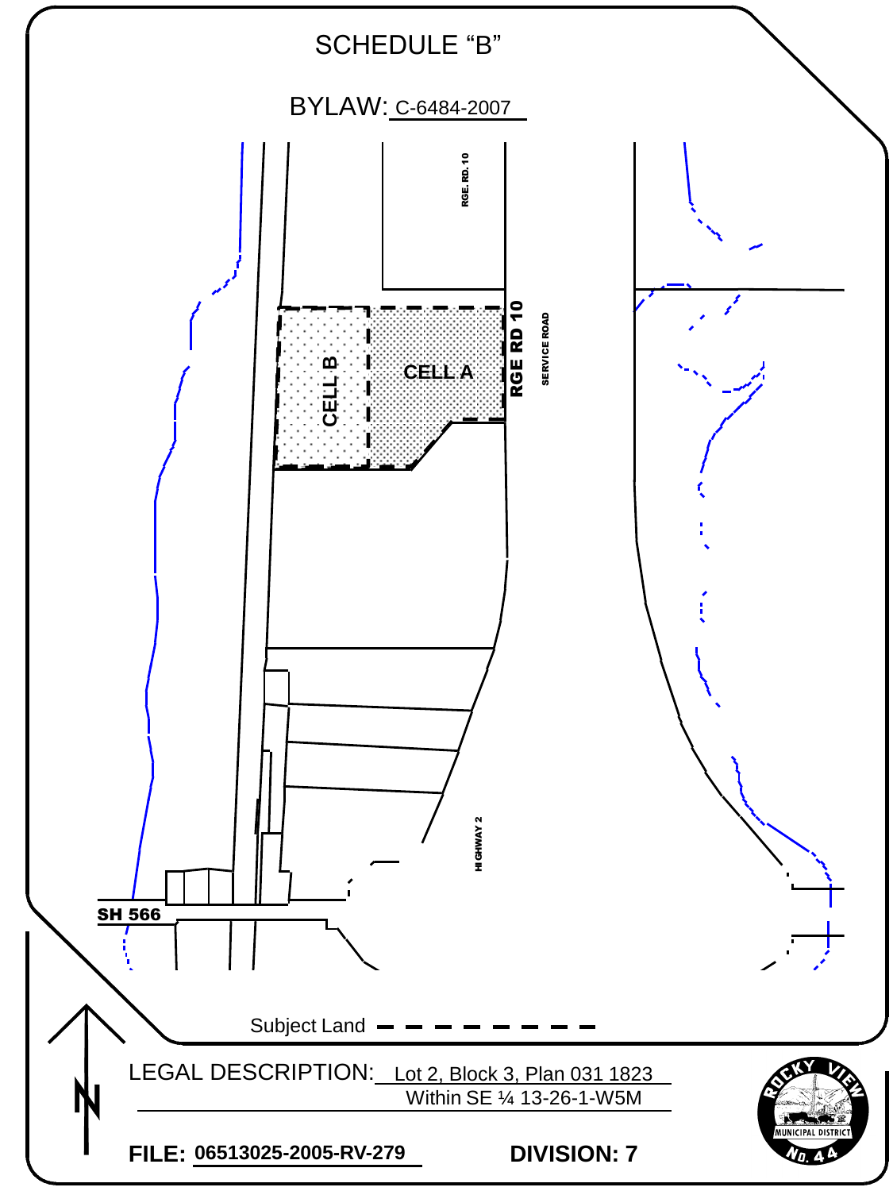# SCHEDULE "B"

BYLAW: C-6484-2007

RGE. RD. 10

CELL B

CELL A

RGE RD 10

SERVICE ROAD

HIGHWAY 2

SH 566

Subject Land

LEGAL DESCRIPTION: Lot 2, Block 3, Plan 031 1823
Within SE ¼ 13-26-1-W5M

**FILE: 06513025-2005-RV-279**

**DIVISION: 7**

ROCKY VIEW MUNICIPAL DISTRICT NO. 44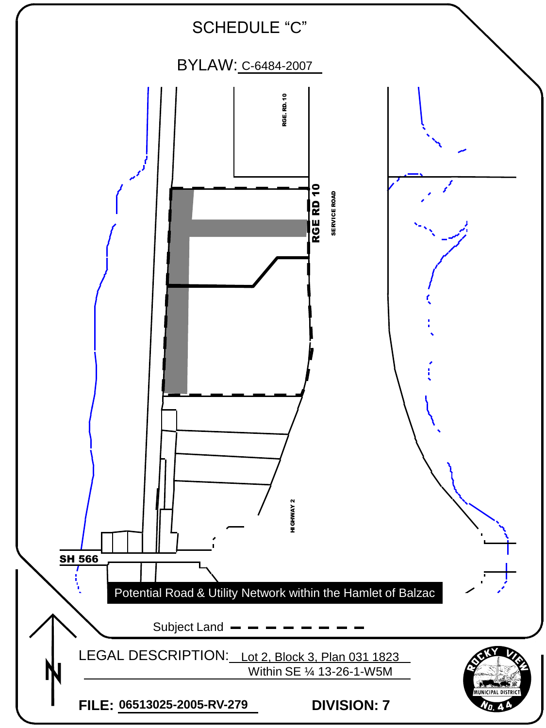# SCHEDULE "C"

BYLAW: C-6484-2007

RGE. RD. 10

RGE RD 10

SERVICE ROAD

HIGHWAY 2

SH 566

Potential Road & Utility Network within the Hamlet of Balzac

Subject Land

LEGAL DESCRIPTION: Lot 2, Block 3, Plan 031 1823
Within SE ¼ 13-26-1-W5M

**FILE: 06513025-2005-RV-279**

**DIVISION: 7**

ROCKY VIEW MUNICIPAL DISTRICT NO. 44